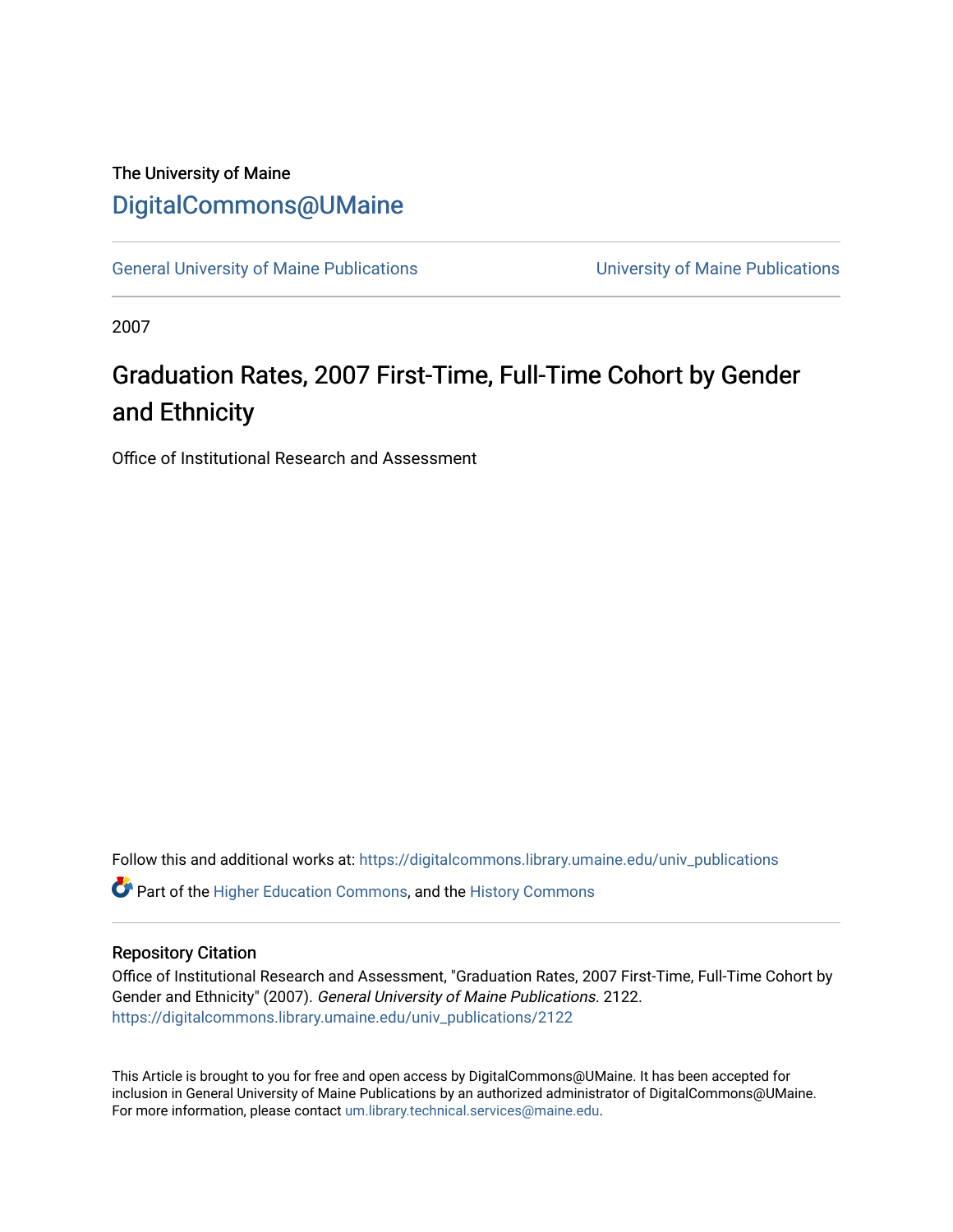The University of Maine

# DigitalCommons@UMaine

General University of Maine Publications | University of Maine Publications

2007

# Graduation Rates, 2007 First-Time, Full-Time Cohort by Gender and Ethnicity

Office of Institutional Research and Assessment

Follow this and additional works at: https://digitalcommons.library.umaine.edu/univ_publications

Part of the Higher Education Commons, and the History Commons

## Repository Citation

Office of Institutional Research and Assessment, "Graduation Rates, 2007 First-Time, Full-Time Cohort by Gender and Ethnicity" (2007). *General University of Maine Publications*. 2122.
https://digitalcommons.library.umaine.edu/univ_publications/2122

This Article is brought to you for free and open access by DigitalCommons@UMaine. It has been accepted for inclusion in General University of Maine Publications by an authorized administrator of DigitalCommons@UMaine. For more information, please contact um.library.technical.services@maine.edu.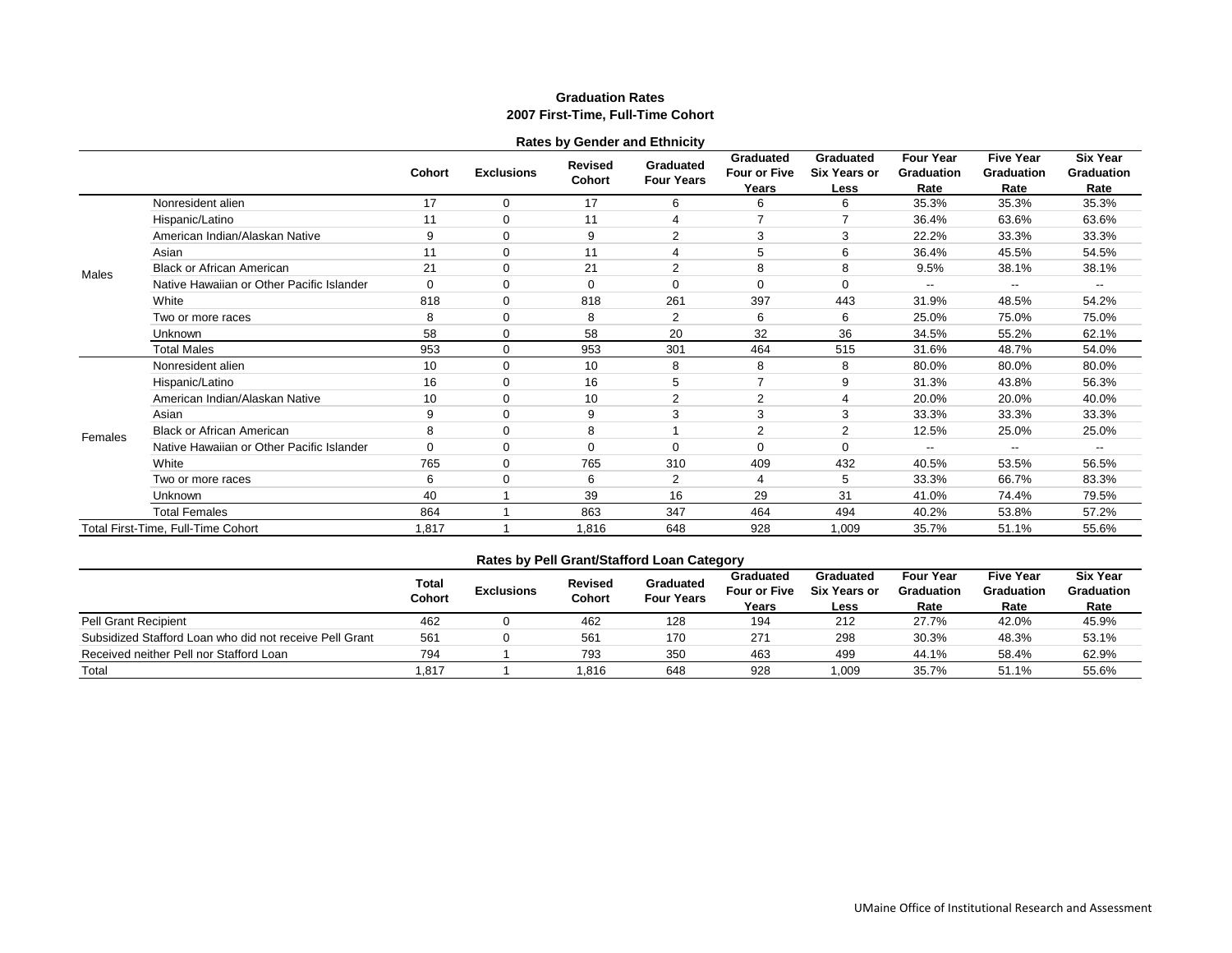**Graduation Rates**
**2007 First-Time, Full-Time Cohort**

**Rates by Gender and Ethnicity**

| | | Cohort | Exclusions | Revised Cohort | Graduated Four Years | Graduated Four or Five Years | Graduated Six Years or Less | Four Year Graduation Rate | Five Year Graduation Rate | Six Year Graduation Rate |
|---|---|---|---|---|---|---|---|---|---|---|
| Males | Nonresident alien | 17 | 0 | 17 | 6 | 6 | 6 | 35.3% | 35.3% | 35.3% |
| | Hispanic/Latino | 11 | 0 | 11 | 4 | 7 | 7 | 36.4% | 63.6% | 63.6% |
| | American Indian/Alaskan Native | 9 | 0 | 9 | 2 | 3 | 3 | 22.2% | 33.3% | 33.3% |
| | Asian | 11 | 0 | 11 | 4 | 5 | 6 | 36.4% | 45.5% | 54.5% |
| | Black or African American | 21 | 0 | 21 | 2 | 8 | 8 | 9.5% | 38.1% | 38.1% |
| | Native Hawaiian or Other Pacific Islander | 0 | 0 | 0 | 0 | 0 | 0 | -- | -- | -- |
| | White | 818 | 0 | 818 | 261 | 397 | 443 | 31.9% | 48.5% | 54.2% |
| | Two or more races | 8 | 0 | 8 | 2 | 6 | 6 | 25.0% | 75.0% | 75.0% |
| | Unknown | 58 | 0 | 58 | 20 | 32 | 36 | 34.5% | 55.2% | 62.1% |
| | Total Males | 953 | 0 | 953 | 301 | 464 | 515 | 31.6% | 48.7% | 54.0% |
| Females | Nonresident alien | 10 | 0 | 10 | 8 | 8 | 8 | 80.0% | 80.0% | 80.0% |
| | Hispanic/Latino | 16 | 0 | 16 | 5 | 7 | 9 | 31.3% | 43.8% | 56.3% |
| | American Indian/Alaskan Native | 10 | 0 | 10 | 2 | 2 | 4 | 20.0% | 20.0% | 40.0% |
| | Asian | 9 | 0 | 9 | 3 | 3 | 3 | 33.3% | 33.3% | 33.3% |
| | Black or African American | 8 | 0 | 8 | 1 | 2 | 2 | 12.5% | 25.0% | 25.0% |
| | Native Hawaiian or Other Pacific Islander | 0 | 0 | 0 | 0 | 0 | 0 | -- | -- | -- |
| | White | 765 | 0 | 765 | 310 | 409 | 432 | 40.5% | 53.5% | 56.5% |
| | Two or more races | 6 | 0 | 6 | 2 | 4 | 5 | 33.3% | 66.7% | 83.3% |
| | Unknown | 40 | 1 | 39 | 16 | 29 | 31 | 41.0% | 74.4% | 79.5% |
| | Total Females | 864 | 1 | 863 | 347 | 464 | 494 | 40.2% | 53.8% | 57.2% |
| Total First-Time, Full-Time Cohort | | 1,817 | 1 | 1,816 | 648 | 928 | 1,009 | 35.7% | 51.1% | 55.6% |

**Rates by Pell Grant/Stafford Loan Category**

| | Total Cohort | Exclusions | Revised Cohort | Graduated Four Years | Graduated Four or Five Years | Graduated Six Years or Less | Four Year Graduation Rate | Five Year Graduation Rate | Six Year Graduation Rate |
|---|---|---|---|---|---|---|---|---|---|
| Pell Grant Recipient | 462 | 0 | 462 | 128 | 194 | 212 | 27.7% | 42.0% | 45.9% |
| Subsidized Stafford Loan who did not receive Pell Grant | 561 | 0 | 561 | 170 | 271 | 298 | 30.3% | 48.3% | 53.1% |
| Received neither Pell nor Stafford Loan | 794 | 1 | 793 | 350 | 463 | 499 | 44.1% | 58.4% | 62.9% |
| Total | 1,817 | 1 | 1,816 | 648 | 928 | 1,009 | 35.7% | 51.1% | 55.6% |

UMaine Office of Institutional Research and Assessment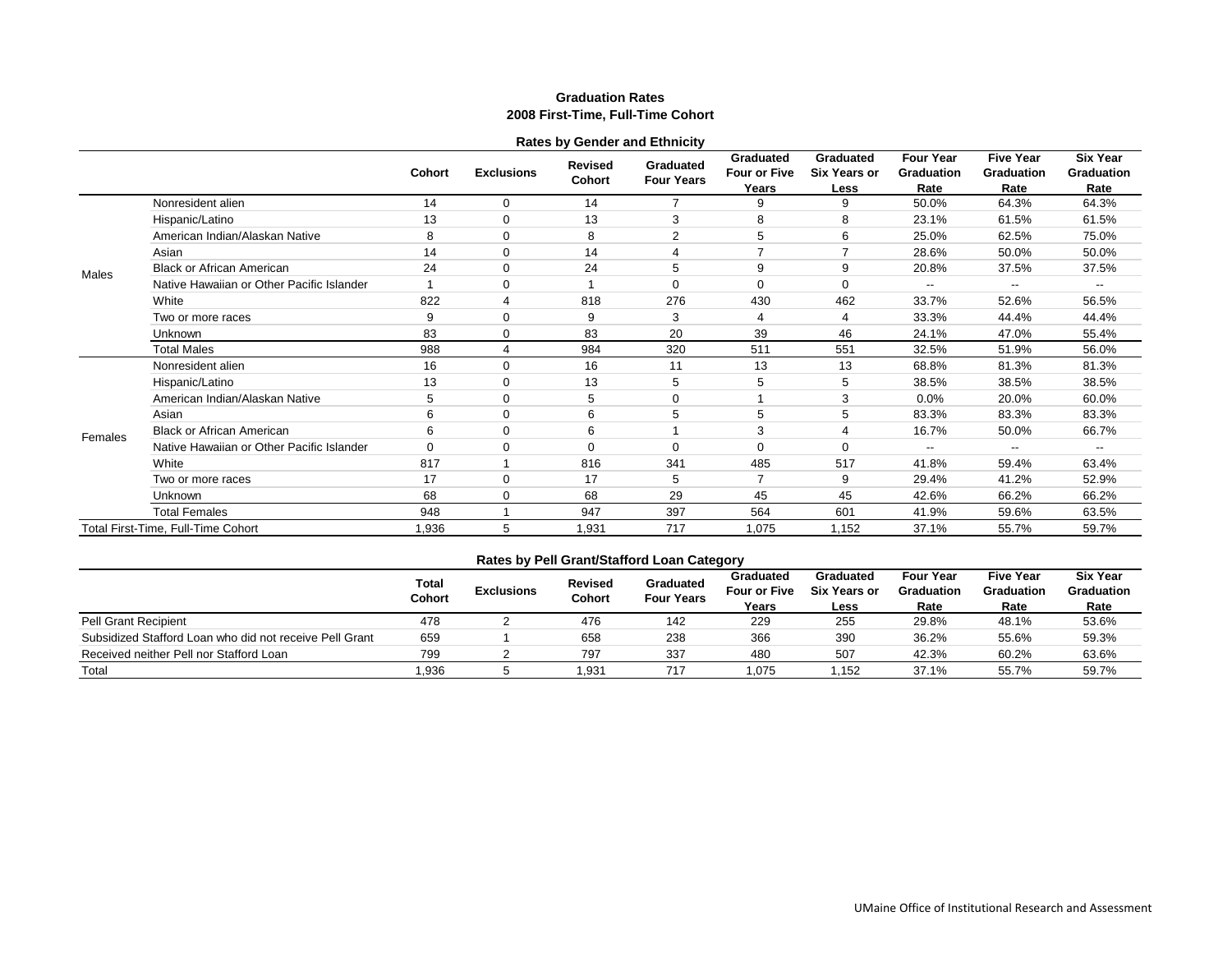## Graduation Rates
### 2008 First-Time, Full-Time Cohort

**Rates by Gender and Ethnicity**

| | | Cohort | Exclusions | Revised Cohort | Graduated Four Years | Graduated Four or Five Years | Graduated Six Years or Less | Four Year Graduation Rate | Five Year Graduation Rate | Six Year Graduation Rate |
|---|---|---|---|---|---|---|---|---|---|---|
| Males | Nonresident alien | 14 | 0 | 14 | 7 | 9 | 9 | 50.0% | 64.3% | 64.3% |
| | Hispanic/Latino | 13 | 0 | 13 | 3 | 8 | 8 | 23.1% | 61.5% | 61.5% |
| | American Indian/Alaskan Native | 8 | 0 | 8 | 2 | 5 | 6 | 25.0% | 62.5% | 75.0% |
| | Asian | 14 | 0 | 14 | 4 | 7 | 7 | 28.6% | 50.0% | 50.0% |
| | Black or African American | 24 | 0 | 24 | 5 | 9 | 9 | 20.8% | 37.5% | 37.5% |
| | Native Hawaiian or Other Pacific Islander | 1 | 0 | 1 | 0 | 0 | 0 | -- | -- | -- |
| | White | 822 | 4 | 818 | 276 | 430 | 462 | 33.7% | 52.6% | 56.5% |
| | Two or more races | 9 | 0 | 9 | 3 | 4 | 4 | 33.3% | 44.4% | 44.4% |
| | Unknown | 83 | 0 | 83 | 20 | 39 | 46 | 24.1% | 47.0% | 55.4% |
| | Total Males | 988 | 4 | 984 | 320 | 511 | 551 | 32.5% | 51.9% | 56.0% |
| Females | Nonresident alien | 16 | 0 | 16 | 11 | 13 | 13 | 68.8% | 81.3% | 81.3% |
| | Hispanic/Latino | 13 | 0 | 13 | 5 | 5 | 5 | 38.5% | 38.5% | 38.5% |
| | American Indian/Alaskan Native | 5 | 0 | 5 | 0 | 1 | 3 | 0.0% | 20.0% | 60.0% |
| | Asian | 6 | 0 | 6 | 5 | 5 | 5 | 83.3% | 83.3% | 83.3% |
| | Black or African American | 6 | 0 | 6 | 1 | 3 | 4 | 16.7% | 50.0% | 66.7% |
| | Native Hawaiian or Other Pacific Islander | 0 | 0 | 0 | 0 | 0 | 0 | -- | -- | -- |
| | White | 817 | 1 | 816 | 341 | 485 | 517 | 41.8% | 59.4% | 63.4% |
| | Two or more races | 17 | 0 | 17 | 5 | 7 | 9 | 29.4% | 41.2% | 52.9% |
| | Unknown | 68 | 0 | 68 | 29 | 45 | 45 | 42.6% | 66.2% | 66.2% |
| | Total Females | 948 | 1 | 947 | 397 | 564 | 601 | 41.9% | 59.6% | 63.5% |
| Total First-Time, Full-Time Cohort | | 1,936 | 5 | 1,931 | 717 | 1,075 | 1,152 | 37.1% | 55.7% | 59.7% |

**Rates by Pell Grant/Stafford Loan Category**

| | Total Cohort | Exclusions | Revised Cohort | Graduated Four Years | Graduated Four or Five Years | Graduated Six Years or Less | Four Year Graduation Rate | Five Year Graduation Rate | Six Year Graduation Rate |
|---|---|---|---|---|---|---|---|---|---|
| Pell Grant Recipient | 478 | 2 | 476 | 142 | 229 | 255 | 29.8% | 48.1% | 53.6% |
| Subsidized Stafford Loan who did not receive Pell Grant | 659 | 1 | 658 | 238 | 366 | 390 | 36.2% | 55.6% | 59.3% |
| Received neither Pell nor Stafford Loan | 799 | 2 | 797 | 337 | 480 | 507 | 42.3% | 60.2% | 63.6% |
| Total | 1,936 | 5 | 1,931 | 717 | 1,075 | 1,152 | 37.1% | 55.7% | 59.7% |

UMaine Office of Institutional Research and Assessment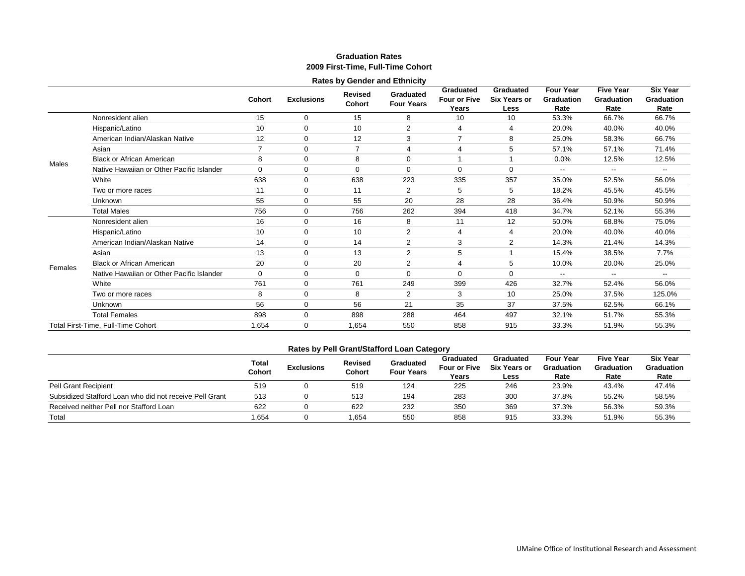## Graduation Rates
## 2009 First-Time, Full-Time Cohort

### Rates by Gender and Ethnicity

| | | Cohort | Exclusions | Revised Cohort | Graduated Four Years | Graduated Four or Five Years | Graduated Six Years or Less | Four Year Graduation Rate | Five Year Graduation Rate | Six Year Graduation Rate |
|---|---|---|---|---|---|---|---|---|---|---|
| Males | Nonresident alien | 15 | 0 | 15 | 8 | 10 | 10 | 53.3% | 66.7% | 66.7% |
| | Hispanic/Latino | 10 | 0 | 10 | 2 | 4 | 4 | 20.0% | 40.0% | 40.0% |
| | American Indian/Alaskan Native | 12 | 0 | 12 | 3 | 7 | 8 | 25.0% | 58.3% | 66.7% |
| | Asian | 7 | 0 | 7 | 4 | 4 | 5 | 57.1% | 57.1% | 71.4% |
| | Black or African American | 8 | 0 | 8 | 0 | 1 | 1 | 0.0% | 12.5% | 12.5% |
| | Native Hawaiian or Other Pacific Islander | 0 | 0 | 0 | 0 | 0 | 0 | -- | -- | -- |
| | White | 638 | 0 | 638 | 223 | 335 | 357 | 35.0% | 52.5% | 56.0% |
| | Two or more races | 11 | 0 | 11 | 2 | 5 | 5 | 18.2% | 45.5% | 45.5% |
| | Unknown | 55 | 0 | 55 | 20 | 28 | 28 | 36.4% | 50.9% | 50.9% |
| | Total Males | 756 | 0 | 756 | 262 | 394 | 418 | 34.7% | 52.1% | 55.3% |
| Females | Nonresident alien | 16 | 0 | 16 | 8 | 11 | 12 | 50.0% | 68.8% | 75.0% |
| | Hispanic/Latino | 10 | 0 | 10 | 2 | 4 | 4 | 20.0% | 40.0% | 40.0% |
| | American Indian/Alaskan Native | 14 | 0 | 14 | 2 | 3 | 2 | 14.3% | 21.4% | 14.3% |
| | Asian | 13 | 0 | 13 | 2 | 5 | 1 | 15.4% | 38.5% | 7.7% |
| | Black or African American | 20 | 0 | 20 | 2 | 4 | 5 | 10.0% | 20.0% | 25.0% |
| | Native Hawaiian or Other Pacific Islander | 0 | 0 | 0 | 0 | 0 | 0 | -- | -- | -- |
| | White | 761 | 0 | 761 | 249 | 399 | 426 | 32.7% | 52.4% | 56.0% |
| | Two or more races | 8 | 0 | 8 | 2 | 3 | 10 | 25.0% | 37.5% | 125.0% |
| | Unknown | 56 | 0 | 56 | 21 | 35 | 37 | 37.5% | 62.5% | 66.1% |
| | Total Females | 898 | 0 | 898 | 288 | 464 | 497 | 32.1% | 51.7% | 55.3% |
| Total First-Time, Full-Time Cohort | | 1,654 | 0 | 1,654 | 550 | 858 | 915 | 33.3% | 51.9% | 55.3% |

### Rates by Pell Grant/Stafford Loan Category

| | Total Cohort | Exclusions | Revised Cohort | Graduated Four Years | Graduated Four or Five Years | Graduated Six Years or Less | Four Year Graduation Rate | Five Year Graduation Rate | Six Year Graduation Rate |
|---|---|---|---|---|---|---|---|---|---|
| Pell Grant Recipient | 519 | 0 | 519 | 124 | 225 | 246 | 23.9% | 43.4% | 47.4% |
| Subsidized Stafford Loan who did not receive Pell Grant | 513 | 0 | 513 | 194 | 283 | 300 | 37.8% | 55.2% | 58.5% |
| Received neither Pell nor Stafford Loan | 622 | 0 | 622 | 232 | 350 | 369 | 37.3% | 56.3% | 59.3% |
| Total | 1,654 | 0 | 1,654 | 550 | 858 | 915 | 33.3% | 51.9% | 55.3% |

UMaine Office of Institutional Research and Assessment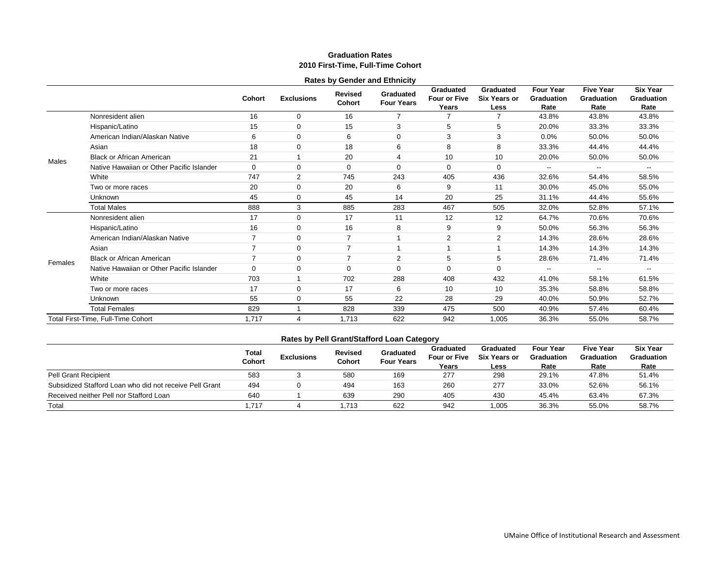## Graduation Rates

### 2010 First-Time, Full-Time Cohort

#### Rates by Gender and Ethnicity

| | | Cohort | Exclusions | Revised Cohort | Graduated Four Years | Graduated Four or Five Years | Graduated Six Years or Less | Four Year Graduation Rate | Five Year Graduation Rate | Six Year Graduation Rate |
|---|---|---|---|---|---|---|---|---|---|---|
| Males | Nonresident alien | 16 | 0 | 16 | 7 | 7 | 7 | 43.8% | 43.8% | 43.8% |
| | Hispanic/Latino | 15 | 0 | 15 | 3 | 5 | 5 | 20.0% | 33.3% | 33.3% |
| | American Indian/Alaskan Native | 6 | 0 | 6 | 0 | 3 | 3 | 0.0% | 50.0% | 50.0% |
| | Asian | 18 | 0 | 18 | 6 | 8 | 8 | 33.3% | 44.4% | 44.4% |
| | Black or African American | 21 | 1 | 20 | 4 | 10 | 10 | 20.0% | 50.0% | 50.0% |
| | Native Hawaiian or Other Pacific Islander | 0 | 0 | 0 | 0 | 0 | 0 | -- | -- | -- |
| | White | 747 | 2 | 745 | 243 | 405 | 436 | 32.6% | 54.4% | 58.5% |
| | Two or more races | 20 | 0 | 20 | 6 | 9 | 11 | 30.0% | 45.0% | 55.0% |
| | Unknown | 45 | 0 | 45 | 14 | 20 | 25 | 31.1% | 44.4% | 55.6% |
| | Total Males | 888 | 3 | 885 | 283 | 467 | 505 | 32.0% | 52.8% | 57.1% |
| Females | Nonresident alien | 17 | 0 | 17 | 11 | 12 | 12 | 64.7% | 70.6% | 70.6% |
| | Hispanic/Latino | 16 | 0 | 16 | 8 | 9 | 9 | 50.0% | 56.3% | 56.3% |
| | American Indian/Alaskan Native | 7 | 0 | 7 | 1 | 2 | 2 | 14.3% | 28.6% | 28.6% |
| | Asian | 7 | 0 | 7 | 1 | 1 | 1 | 14.3% | 14.3% | 14.3% |
| | Black or African American | 7 | 0 | 7 | 2 | 5 | 5 | 28.6% | 71.4% | 71.4% |
| | Native Hawaiian or Other Pacific Islander | 0 | 0 | 0 | 0 | 0 | 0 | -- | -- | -- |
| | White | 703 | 1 | 702 | 288 | 408 | 432 | 41.0% | 58.1% | 61.5% |
| | Two or more races | 17 | 0 | 17 | 6 | 10 | 10 | 35.3% | 58.8% | 58.8% |
| | Unknown | 55 | 0 | 55 | 22 | 28 | 29 | 40.0% | 50.9% | 52.7% |
| | Total Females | 829 | 1 | 828 | 339 | 475 | 500 | 40.9% | 57.4% | 60.4% |
| Total First-Time, Full-Time Cohort | | 1,717 | 4 | 1,713 | 622 | 942 | 1,005 | 36.3% | 55.0% | 58.7% |

#### Rates by Pell Grant/Stafford Loan Category

| | Total Cohort | Exclusions | Revised Cohort | Graduated Four Years | Graduated Four or Five Years | Graduated Six Years or Less | Four Year Graduation Rate | Five Year Graduation Rate | Six Year Graduation Rate |
|---|---|---|---|---|---|---|---|---|---|
| Pell Grant Recipient | 583 | 3 | 580 | 169 | 277 | 298 | 29.1% | 47.8% | 51.4% |
| Subsidized Stafford Loan who did not receive Pell Grant | 494 | 0 | 494 | 163 | 260 | 277 | 33.0% | 52.6% | 56.1% |
| Received neither Pell nor Stafford Loan | 640 | 1 | 639 | 290 | 405 | 430 | 45.4% | 63.4% | 67.3% |
| Total | 1,717 | 4 | 1,713 | 622 | 942 | 1,005 | 36.3% | 55.0% | 58.7% |

UMaine Office of Institutional Research and Assessment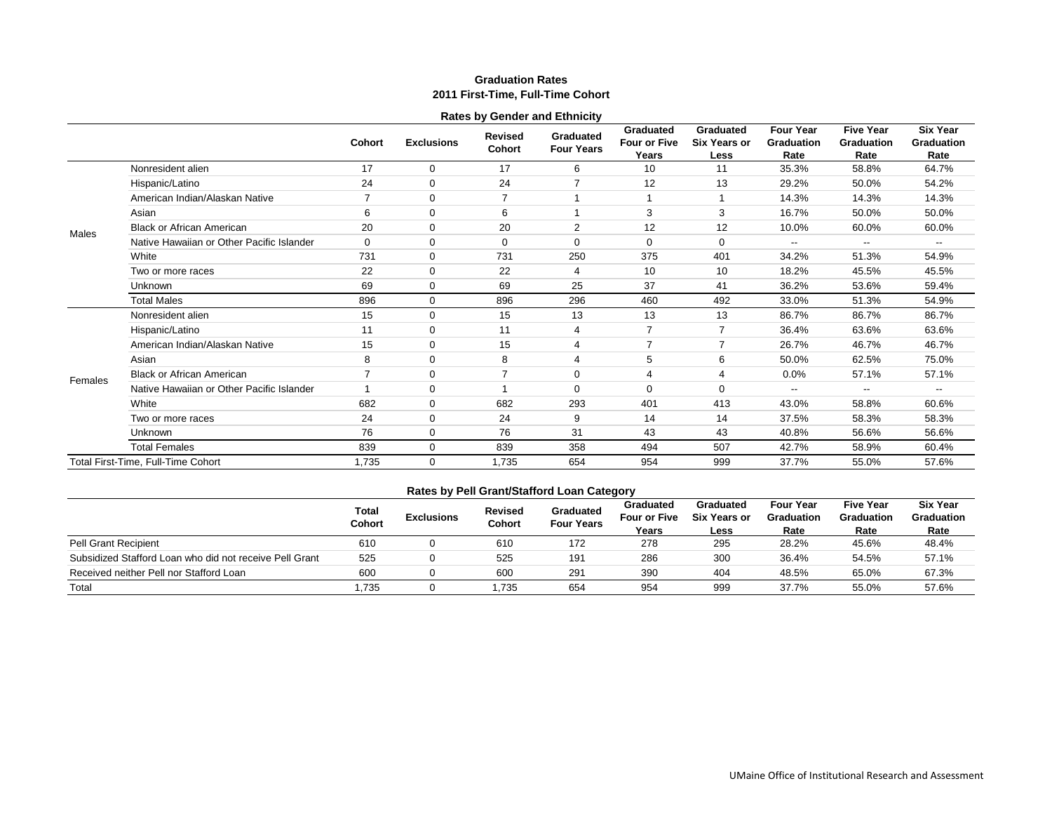## Graduation Rates
### 2011 First-Time, Full-Time Cohort

**Rates by Gender and Ethnicity**

| | | Cohort | Exclusions | Revised Cohort | Graduated Four Years | Graduated Four or Five Years | Graduated Six Years or Less | Four Year Graduation Rate | Five Year Graduation Rate | Six Year Graduation Rate |
|---|---|---|---|---|---|---|---|---|---|---|
| Males | Nonresident alien | 17 | 0 | 17 | 6 | 10 | 11 | 35.3% | 58.8% | 64.7% |
| | Hispanic/Latino | 24 | 0 | 24 | 7 | 12 | 13 | 29.2% | 50.0% | 54.2% |
| | American Indian/Alaskan Native | 7 | 0 | 7 | 1 | 1 | 1 | 14.3% | 14.3% | 14.3% |
| | Asian | 6 | 0 | 6 | 1 | 3 | 3 | 16.7% | 50.0% | 50.0% |
| | Black or African American | 20 | 0 | 20 | 2 | 12 | 12 | 10.0% | 60.0% | 60.0% |
| | Native Hawaiian or Other Pacific Islander | 0 | 0 | 0 | 0 | 0 | 0 | -- | -- | -- |
| | White | 731 | 0 | 731 | 250 | 375 | 401 | 34.2% | 51.3% | 54.9% |
| | Two or more races | 22 | 0 | 22 | 4 | 10 | 10 | 18.2% | 45.5% | 45.5% |
| | Unknown | 69 | 0 | 69 | 25 | 37 | 41 | 36.2% | 53.6% | 59.4% |
| | Total Males | 896 | 0 | 896 | 296 | 460 | 492 | 33.0% | 51.3% | 54.9% |
| Females | Nonresident alien | 15 | 0 | 15 | 13 | 13 | 13 | 86.7% | 86.7% | 86.7% |
| | Hispanic/Latino | 11 | 0 | 11 | 4 | 7 | 7 | 36.4% | 63.6% | 63.6% |
| | American Indian/Alaskan Native | 15 | 0 | 15 | 4 | 7 | 7 | 26.7% | 46.7% | 46.7% |
| | Asian | 8 | 0 | 8 | 4 | 5 | 6 | 50.0% | 62.5% | 75.0% |
| | Black or African American | 7 | 0 | 7 | 0 | 4 | 4 | 0.0% | 57.1% | 57.1% |
| | Native Hawaiian or Other Pacific Islander | 1 | 0 | 1 | 0 | 0 | 0 | -- | -- | -- |
| | White | 682 | 0 | 682 | 293 | 401 | 413 | 43.0% | 58.8% | 60.6% |
| | Two or more races | 24 | 0 | 24 | 9 | 14 | 14 | 37.5% | 58.3% | 58.3% |
| | Unknown | 76 | 0 | 76 | 31 | 43 | 43 | 40.8% | 56.6% | 56.6% |
| | Total Females | 839 | 0 | 839 | 358 | 494 | 507 | 42.7% | 58.9% | 60.4% |
| Total First-Time, Full-Time Cohort | | 1,735 | 0 | 1,735 | 654 | 954 | 999 | 37.7% | 55.0% | 57.6% |

**Rates by Pell Grant/Stafford Loan Category**

| | Total Cohort | Exclusions | Revised Cohort | Graduated Four Years | Graduated Four or Five Years | Graduated Six Years or Less | Four Year Graduation Rate | Five Year Graduation Rate | Six Year Graduation Rate |
|---|---|---|---|---|---|---|---|---|---|
| Pell Grant Recipient | 610 | 0 | 610 | 172 | 278 | 295 | 28.2% | 45.6% | 48.4% |
| Subsidized Stafford Loan who did not receive Pell Grant | 525 | 0 | 525 | 191 | 286 | 300 | 36.4% | 54.5% | 57.1% |
| Received neither Pell nor Stafford Loan | 600 | 0 | 600 | 291 | 390 | 404 | 48.5% | 65.0% | 67.3% |
| Total | 1,735 | 0 | 1,735 | 654 | 954 | 999 | 37.7% | 55.0% | 57.6% |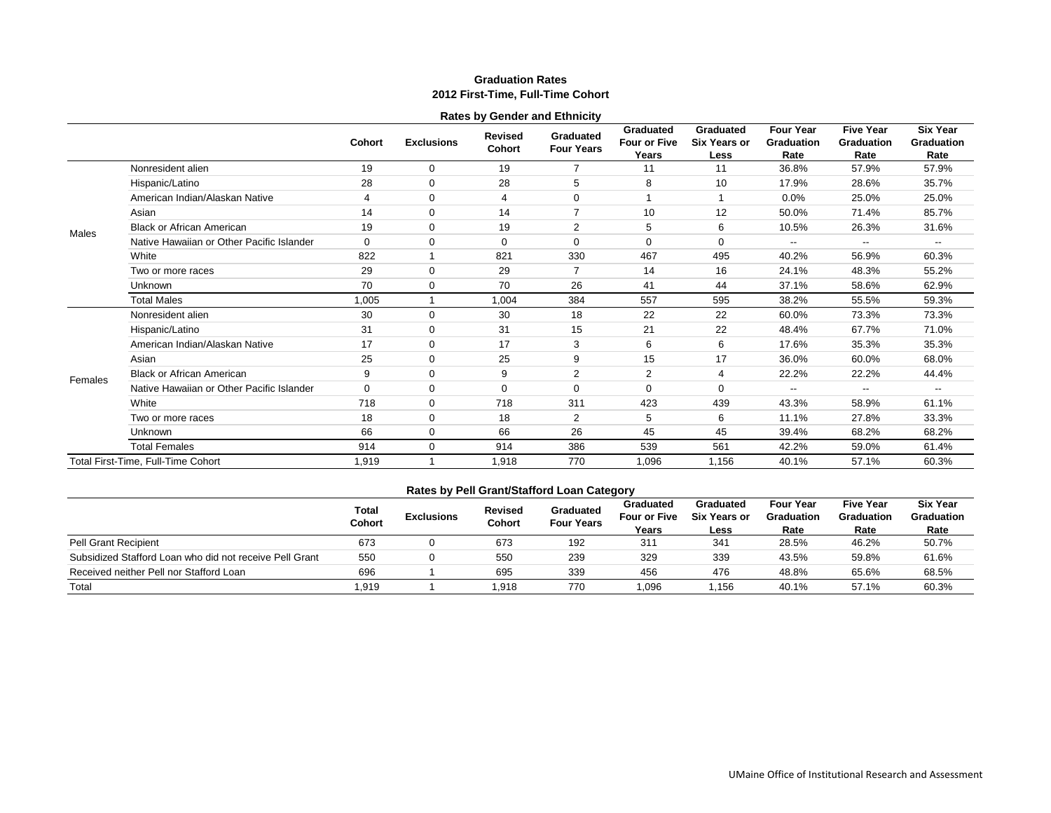## Graduation Rates
## 2012 First-Time, Full-Time Cohort

### Rates by Gender and Ethnicity

| | | Cohort | Exclusions | Revised Cohort | Graduated Four Years | Graduated Four or Five Years | Graduated Six Years or Less | Four Year Graduation Rate | Five Year Graduation Rate | Six Year Graduation Rate |
|---|---|---|---|---|---|---|---|---|---|---|
| Males | Nonresident alien | 19 | 0 | 19 | 7 | 11 | 11 | 36.8% | 57.9% | 57.9% |
| | Hispanic/Latino | 28 | 0 | 28 | 5 | 8 | 10 | 17.9% | 28.6% | 35.7% |
| | American Indian/Alaskan Native | 4 | 0 | 4 | 0 | 1 | 1 | 0.0% | 25.0% | 25.0% |
| | Asian | 14 | 0 | 14 | 7 | 10 | 12 | 50.0% | 71.4% | 85.7% |
| | Black or African American | 19 | 0 | 19 | 2 | 5 | 6 | 10.5% | 26.3% | 31.6% |
| | Native Hawaiian or Other Pacific Islander | 0 | 0 | 0 | 0 | 0 | 0 | -- | -- | -- |
| | White | 822 | 1 | 821 | 330 | 467 | 495 | 40.2% | 56.9% | 60.3% |
| | Two or more races | 29 | 0 | 29 | 7 | 14 | 16 | 24.1% | 48.3% | 55.2% |
| | Unknown | 70 | 0 | 70 | 26 | 41 | 44 | 37.1% | 58.6% | 62.9% |
| | Total Males | 1,005 | 1 | 1,004 | 384 | 557 | 595 | 38.2% | 55.5% | 59.3% |
| Females | Nonresident alien | 30 | 0 | 30 | 18 | 22 | 22 | 60.0% | 73.3% | 73.3% |
| | Hispanic/Latino | 31 | 0 | 31 | 15 | 21 | 22 | 48.4% | 67.7% | 71.0% |
| | American Indian/Alaskan Native | 17 | 0 | 17 | 3 | 6 | 6 | 17.6% | 35.3% | 35.3% |
| | Asian | 25 | 0 | 25 | 9 | 15 | 17 | 36.0% | 60.0% | 68.0% |
| | Black or African American | 9 | 0 | 9 | 2 | 2 | 4 | 22.2% | 22.2% | 44.4% |
| | Native Hawaiian or Other Pacific Islander | 0 | 0 | 0 | 0 | 0 | 0 | -- | -- | -- |
| | White | 718 | 0 | 718 | 311 | 423 | 439 | 43.3% | 58.9% | 61.1% |
| | Two or more races | 18 | 0 | 18 | 2 | 5 | 6 | 11.1% | 27.8% | 33.3% |
| | Unknown | 66 | 0 | 66 | 26 | 45 | 45 | 39.4% | 68.2% | 68.2% |
| | Total Females | 914 | 0 | 914 | 386 | 539 | 561 | 42.2% | 59.0% | 61.4% |
| Total First-Time, Full-Time Cohort | | 1,919 | 1 | 1,918 | 770 | 1,096 | 1,156 | 40.1% | 57.1% | 60.3% |

### Rates by Pell Grant/Stafford Loan Category

| | Total Cohort | Exclusions | Revised Cohort | Graduated Four Years | Graduated Four or Five Years | Graduated Six Years or Less | Four Year Graduation Rate | Five Year Graduation Rate | Six Year Graduation Rate |
|---|---|---|---|---|---|---|---|---|---|
| Pell Grant Recipient | 673 | 0 | 673 | 192 | 311 | 341 | 28.5% | 46.2% | 50.7% |
| Subsidized Stafford Loan who did not receive Pell Grant | 550 | 0 | 550 | 239 | 329 | 339 | 43.5% | 59.8% | 61.6% |
| Received neither Pell nor Stafford Loan | 696 | 1 | 695 | 339 | 456 | 476 | 48.8% | 65.6% | 68.5% |
| Total | 1,919 | 1 | 1,918 | 770 | 1,096 | 1,156 | 40.1% | 57.1% | 60.3% |

UMaine Office of Institutional Research and Assessment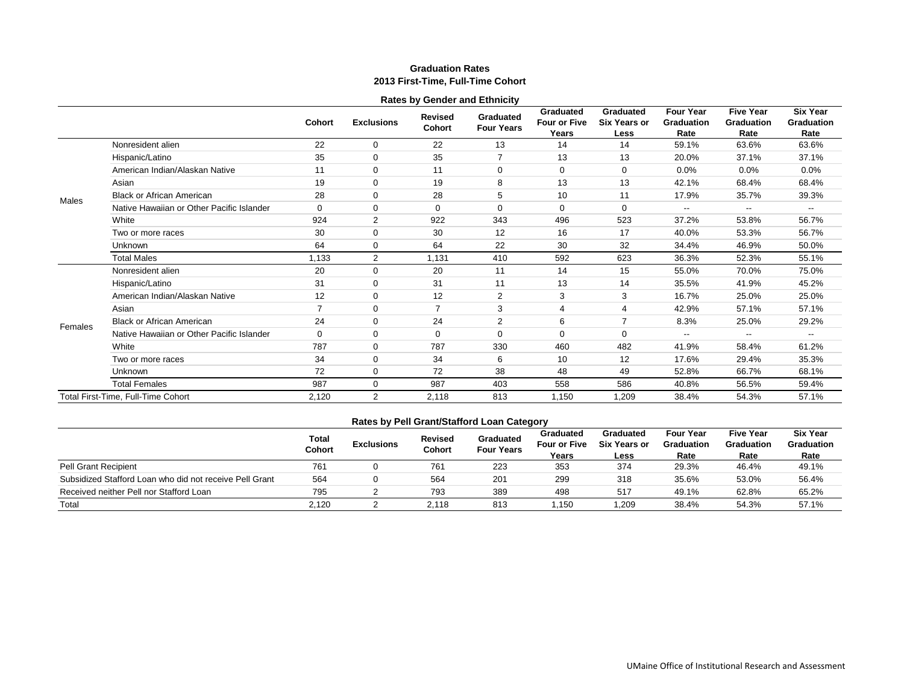## Graduation Rates
## 2013 First-Time, Full-Time Cohort

### Rates by Gender and Ethnicity

| | | Cohort | Exclusions | Revised Cohort | Graduated Four Years | Graduated Four or Five Years | Graduated Six Years or Less | Four Year Graduation Rate | Five Year Graduation Rate | Six Year Graduation Rate |
|---|---|---|---|---|---|---|---|---|---|---|
| Males | Nonresident alien | 22 | 0 | 22 | 13 | 14 | 14 | 59.1% | 63.6% | 63.6% |
| | Hispanic/Latino | 35 | 0 | 35 | 7 | 13 | 13 | 20.0% | 37.1% | 37.1% |
| | American Indian/Alaskan Native | 11 | 0 | 11 | 0 | 0 | 0 | 0.0% | 0.0% | 0.0% |
| | Asian | 19 | 0 | 19 | 8 | 13 | 13 | 42.1% | 68.4% | 68.4% |
| | Black or African American | 28 | 0 | 28 | 5 | 10 | 11 | 17.9% | 35.7% | 39.3% |
| | Native Hawaiian or Other Pacific Islander | 0 | 0 | 0 | 0 | 0 | 0 | -- | -- | -- |
| | White | 924 | 2 | 922 | 343 | 496 | 523 | 37.2% | 53.8% | 56.7% |
| | Two or more races | 30 | 0 | 30 | 12 | 16 | 17 | 40.0% | 53.3% | 56.7% |
| | Unknown | 64 | 0 | 64 | 22 | 30 | 32 | 34.4% | 46.9% | 50.0% |
| | Total Males | 1,133 | 2 | 1,131 | 410 | 592 | 623 | 36.3% | 52.3% | 55.1% |
| Females | Nonresident alien | 20 | 0 | 20 | 11 | 14 | 15 | 55.0% | 70.0% | 75.0% |
| | Hispanic/Latino | 31 | 0 | 31 | 11 | 13 | 14 | 35.5% | 41.9% | 45.2% |
| | American Indian/Alaskan Native | 12 | 0 | 12 | 2 | 3 | 3 | 16.7% | 25.0% | 25.0% |
| | Asian | 7 | 0 | 7 | 3 | 4 | 4 | 42.9% | 57.1% | 57.1% |
| | Black or African American | 24 | 0 | 24 | 2 | 6 | 7 | 8.3% | 25.0% | 29.2% |
| | Native Hawaiian or Other Pacific Islander | 0 | 0 | 0 | 0 | 0 | 0 | -- | -- | -- |
| | White | 787 | 0 | 787 | 330 | 460 | 482 | 41.9% | 58.4% | 61.2% |
| | Two or more races | 34 | 0 | 34 | 6 | 10 | 12 | 17.6% | 29.4% | 35.3% |
| | Unknown | 72 | 0 | 72 | 38 | 48 | 49 | 52.8% | 66.7% | 68.1% |
| | Total Females | 987 | 0 | 987 | 403 | 558 | 586 | 40.8% | 56.5% | 59.4% |
| Total First-Time, Full-Time Cohort | | 2,120 | 2 | 2,118 | 813 | 1,150 | 1,209 | 38.4% | 54.3% | 57.1% |

### Rates by Pell Grant/Stafford Loan Category

| | Total Cohort | Exclusions | Revised Cohort | Graduated Four Years | Graduated Four or Five Years | Graduated Six Years or Less | Four Year Graduation Rate | Five Year Graduation Rate | Six Year Graduation Rate |
|---|---|---|---|---|---|---|---|---|---|
| Pell Grant Recipient | 761 | 0 | 761 | 223 | 353 | 374 | 29.3% | 46.4% | 49.1% |
| Subsidized Stafford Loan who did not receive Pell Grant | 564 | 0 | 564 | 201 | 299 | 318 | 35.6% | 53.0% | 56.4% |
| Received neither Pell nor Stafford Loan | 795 | 2 | 793 | 389 | 498 | 517 | 49.1% | 62.8% | 65.2% |
| Total | 2,120 | 2 | 2,118 | 813 | 1,150 | 1,209 | 38.4% | 54.3% | 57.1% |

UMaine Office of Institutional Research and Assessment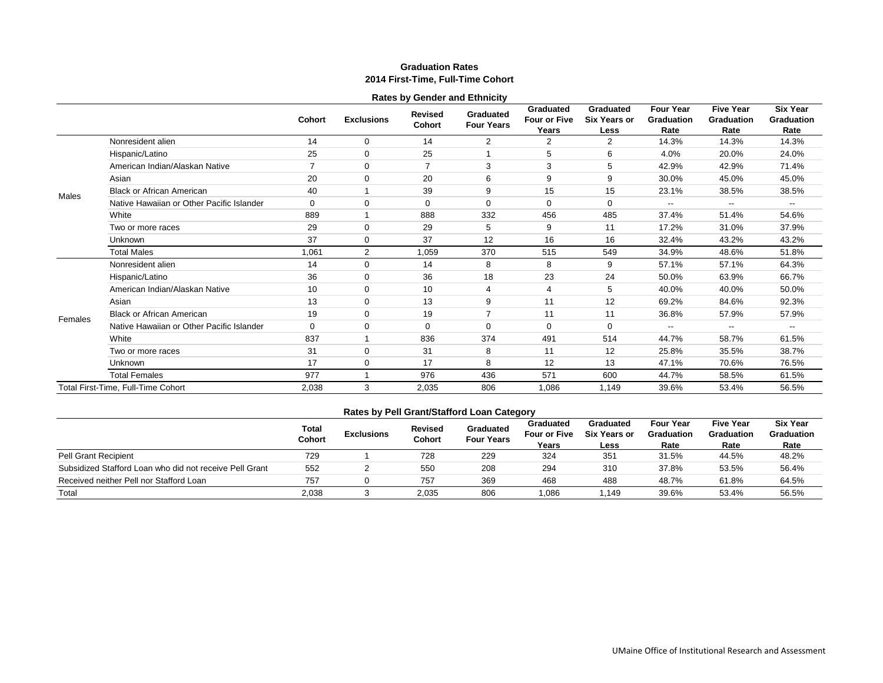## Graduation Rates
## 2014 First-Time, Full-Time Cohort

### Rates by Gender and Ethnicity

| | | Cohort | Exclusions | Revised Cohort | Graduated Four Years | Graduated Four or Five Years | Graduated Six Years or Less | Four Year Graduation Rate | Five Year Graduation Rate | Six Year Graduation Rate |
|---|---|---|---|---|---|---|---|---|---|---|
| Males | Nonresident alien | 14 | 0 | 14 | 2 | 2 | 2 | 14.3% | 14.3% | 14.3% |
| | Hispanic/Latino | 25 | 0 | 25 | 1 | 5 | 6 | 4.0% | 20.0% | 24.0% |
| | American Indian/Alaskan Native | 7 | 0 | 7 | 3 | 3 | 5 | 42.9% | 42.9% | 71.4% |
| | Asian | 20 | 0 | 20 | 6 | 9 | 9 | 30.0% | 45.0% | 45.0% |
| | Black or African American | 40 | 1 | 39 | 9 | 15 | 15 | 23.1% | 38.5% | 38.5% |
| | Native Hawaiian or Other Pacific Islander | 0 | 0 | 0 | 0 | 0 | 0 | -- | -- | -- |
| | White | 889 | 1 | 888 | 332 | 456 | 485 | 37.4% | 51.4% | 54.6% |
| | Two or more races | 29 | 0 | 29 | 5 | 9 | 11 | 17.2% | 31.0% | 37.9% |
| | Unknown | 37 | 0 | 37 | 12 | 16 | 16 | 32.4% | 43.2% | 43.2% |
| | Total Males | 1,061 | 2 | 1,059 | 370 | 515 | 549 | 34.9% | 48.6% | 51.8% |
| Females | Nonresident alien | 14 | 0 | 14 | 8 | 8 | 9 | 57.1% | 57.1% | 64.3% |
| | Hispanic/Latino | 36 | 0 | 36 | 18 | 23 | 24 | 50.0% | 63.9% | 66.7% |
| | American Indian/Alaskan Native | 10 | 0 | 10 | 4 | 4 | 5 | 40.0% | 40.0% | 50.0% |
| | Asian | 13 | 0 | 13 | 9 | 11 | 12 | 69.2% | 84.6% | 92.3% |
| | Black or African American | 19 | 0 | 19 | 7 | 11 | 11 | 36.8% | 57.9% | 57.9% |
| | Native Hawaiian or Other Pacific Islander | 0 | 0 | 0 | 0 | 0 | 0 | -- | -- | -- |
| | White | 837 | 1 | 836 | 374 | 491 | 514 | 44.7% | 58.7% | 61.5% |
| | Two or more races | 31 | 0 | 31 | 8 | 11 | 12 | 25.8% | 35.5% | 38.7% |
| | Unknown | 17 | 0 | 17 | 8 | 12 | 13 | 47.1% | 70.6% | 76.5% |
| | Total Females | 977 | 1 | 976 | 436 | 571 | 600 | 44.7% | 58.5% | 61.5% |
| Total First-Time, Full-Time Cohort | | 2,038 | 3 | 2,035 | 806 | 1,086 | 1,149 | 39.6% | 53.4% | 56.5% |

### Rates by Pell Grant/Stafford Loan Category

| | Total Cohort | Exclusions | Revised Cohort | Graduated Four Years | Graduated Four or Five Years | Graduated Six Years or Less | Four Year Graduation Rate | Five Year Graduation Rate | Six Year Graduation Rate |
|---|---|---|---|---|---|---|---|---|---|
| Pell Grant Recipient | 729 | 1 | 728 | 229 | 324 | 351 | 31.5% | 44.5% | 48.2% |
| Subsidized Stafford Loan who did not receive Pell Grant | 552 | 2 | 550 | 208 | 294 | 310 | 37.8% | 53.5% | 56.4% |
| Received neither Pell nor Stafford Loan | 757 | 0 | 757 | 369 | 468 | 488 | 48.7% | 61.8% | 64.5% |
| Total | 2,038 | 3 | 2,035 | 806 | 1,086 | 1,149 | 39.6% | 53.4% | 56.5% |

UMaine Office of Institutional Research and Assessment